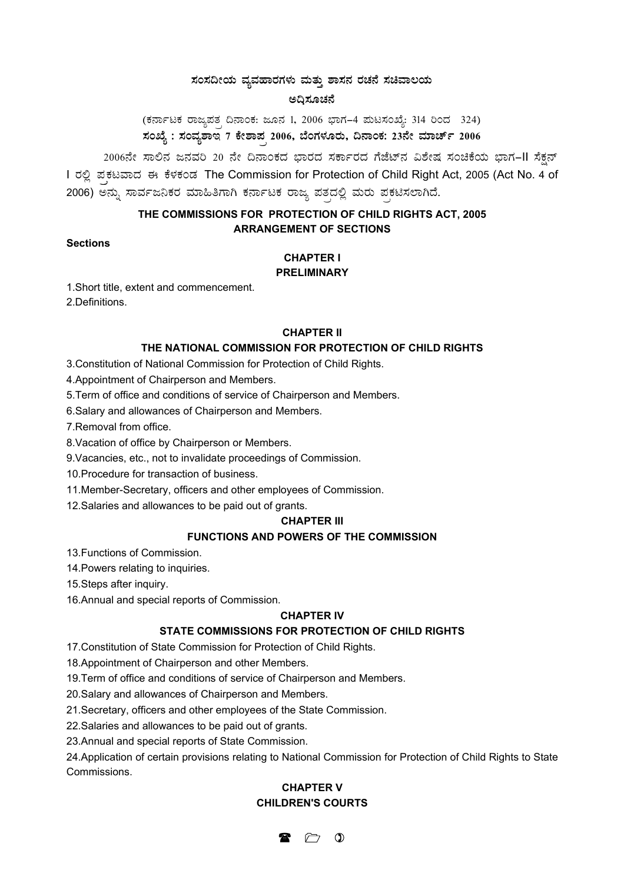# ಸಂಸದೀಯ ವ್ಯವಹಾರಗಳು ಮತ್ತು ಶಾಸನ ರಚನೆ ಸಚಿವಾಲಯ

## ಅಧಿಸೂಚನೆ

(ಕರ್ನಾಟಕ ರಾಜ್ಯಪತ್ರ ದಿನಾಂಕ: ಜೂನ 1, 2006 ಭಾಗ–4 ಪುಟಸಂಖ್ಯೆ: 314 ರಿಂದ 324)

**ಸಂಖ್ಯೆ : ಸಂವ್ಯಶಾಇ 7 ಕೇಶಾಪ್ರ 2006, ಬೆಂಗಳೂರು, ದಿನಾಂಕ: 23ನೇ ಮಾರ್ಚ್ 2006**

2006ನೇ ಸಾಲಿನ ಜನವರಿ 20 ನೇ ದಿನಾಂಕದ ಭಾರದ ಸರ್ಕಾರದ ಗೆಜೆಟ್‌ನ ವಿಶೇಷ ಸಂಚಿಕೆಯ ಭಾಗ–II ಸೆಕ್ಷನ್ I ರಲ್ಲಿ ಪ್ರಕಟವಾದ ಈ ಕೆಳಕಂಡ The Commission for Protection of Child Right Act, 2005 (Act No. 4 of 2006) ಅನ್ನು ಸಾರ್ವಜನಿಕರ ಮಾಹಿತಿಗಾಗಿ ಕರ್ನಾಟಕ ರಾಜ್ಯ ಪತ್ರದಲ್ಲಿ ಮರು ಪ್ರಕಟಿಸಲಾಗಿದೆ.

## THE COMMISSIONS FOR PROTECTION OF CHILD RIGHTS ACT, 2005
## ARRANGEMENT OF SECTIONS

**Sections**

### CHAPTER I
### PRELIMINARY

1.Short title, extent and commencement.

2.Definitions.

### CHAPTER II
### THE NATIONAL COMMISSION FOR PROTECTION OF CHILD RIGHTS

3.Constitution of National Commission for Protection of Child Rights.

4.Appointment of Chairperson and Members.

5.Term of office and conditions of service of Chairperson and Members.

6.Salary and allowances of Chairperson and Members.

7.Removal from office.

8.Vacation of office by Chairperson or Members.

9.Vacancies, etc., not to invalidate proceedings of Commission.

10.Procedure for transaction of business.

11.Member-Secretary, officers and other employees of Commission.

12.Salaries and allowances to be paid out of grants.

### CHAPTER III
### FUNCTIONS AND POWERS OF THE COMMISSION

13.Functions of Commission.

14.Powers relating to inquiries.

15.Steps after inquiry.

16.Annual and special reports of Commission.

### CHAPTER IV
### STATE COMMISSIONS FOR PROTECTION OF CHILD RIGHTS

17.Constitution of State Commission for Protection of Child Rights.

18.Appointment of Chairperson and other Members.

19.Term of office and conditions of service of Chairperson and Members.

20.Salary and allowances of Chairperson and Members.

21.Secretary, officers and other employees of the State Commission.

22.Salaries and allowances to be paid out of grants.

23.Annual and special reports of State Commission.

24.Application of certain provisions relating to National Commission for Protection of Child Rights to State Commissions.

### CHAPTER V
### CHILDREN'S COURTS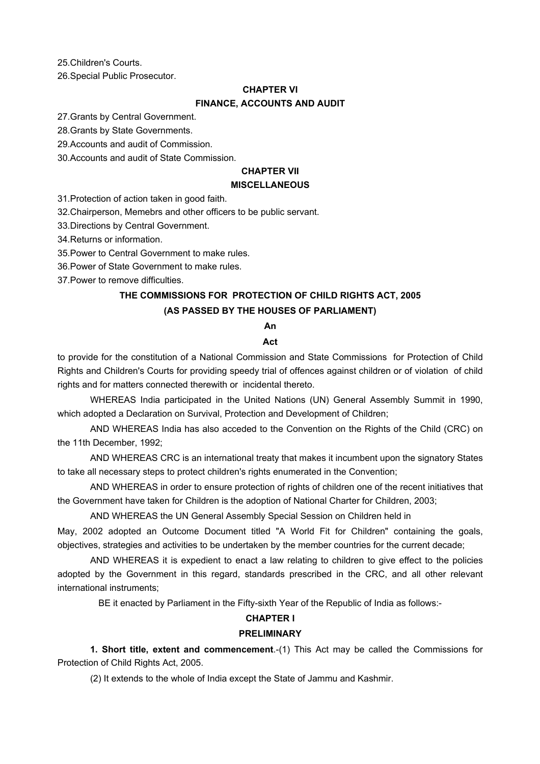25.Children's Courts.

26.Special Public Prosecutor.

## CHAPTER VI

## FINANCE, ACCOUNTS AND AUDIT

27.Grants by Central Government.

28.Grants by State Governments.

29.Accounts and audit of Commission.

30.Accounts and audit of State Commission.

## CHAPTER VII

## MISCELLANEOUS

31.Protection of action taken in good faith.

32.Chairperson, Memebrs and other officers to be public servant.

33.Directions by Central Government.

34.Returns or information.

35.Power to Central Government to make rules.

36.Power of State Government to make rules.

37.Power to remove difficulties.

# THE COMMISSIONS FOR PROTECTION OF CHILD RIGHTS ACT, 2005

## (AS PASSED BY THE HOUSES OF PARLIAMENT)

**An**

**Act**

to provide for the constitution of a National Commission and State Commissions for Protection of Child Rights and Children's Courts for providing speedy trial of offences against children or of violation of child rights and for matters connected therewith or incidental thereto.

WHEREAS India participated in the United Nations (UN) General Assembly Summit in 1990, which adopted a Declaration on Survival, Protection and Development of Children;

AND WHEREAS India has also acceded to the Convention on the Rights of the Child (CRC) on the 11th December, 1992;

AND WHEREAS CRC is an international treaty that makes it incumbent upon the signatory States to take all necessary steps to protect children's rights enumerated in the Convention;

AND WHEREAS in order to ensure protection of rights of children one of the recent initiatives that the Government have taken for Children is the adoption of National Charter for Children, 2003;

AND WHEREAS the UN General Assembly Special Session on Children held in May, 2002 adopted an Outcome Document titled "A World Fit for Children" containing the goals, objectives, strategies and activities to be undertaken by the member countries for the current decade;

AND WHEREAS it is expedient to enact a law relating to children to give effect to the policies adopted by the Government in this regard, standards prescribed in the CRC, and all other relevant international instruments;

BE it enacted by Parliament in the Fifty-sixth Year of the Republic of India as follows:-

## CHAPTER I

## PRELIMINARY

**1. Short title, extent and commencement**.-(1) This Act may be called the Commissions for Protection of Child Rights Act, 2005.

(2) It extends to the whole of India except the State of Jammu and Kashmir.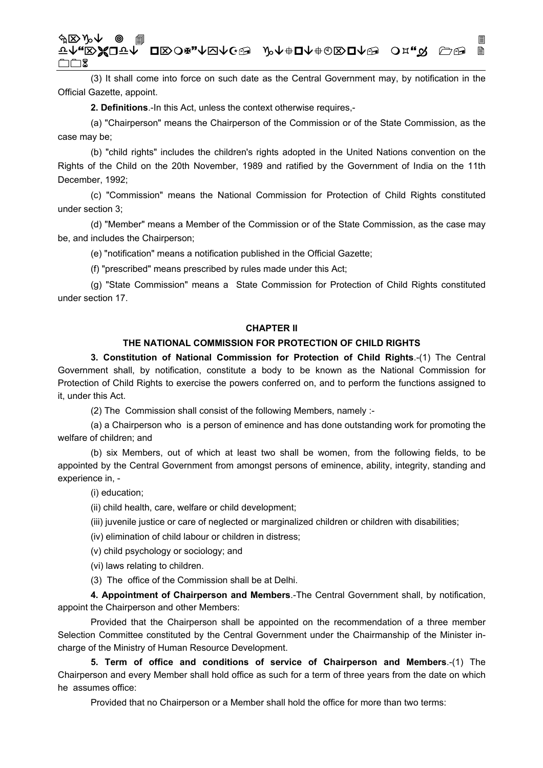(3) It shall come into force on such date as the Central Government may, by notification in the Official Gazette, appoint.

**2. Definitions**.-In this Act, unless the context otherwise requires,-

(a) "Chairperson" means the Chairperson of the Commission or of the State Commission, as the case may be;

(b) "child rights" includes the children's rights adopted in the United Nations convention on the Rights of the Child on the 20th November, 1989 and ratified by the Government of India on the 11th December, 1992;

(c) "Commission" means the National Commission for Protection of Child Rights constituted under section 3;

(d) "Member" means a Member of the Commission or of the State Commission, as the case may be, and includes the Chairperson;

(e) "notification" means a notification published in the Official Gazette;

(f) "prescribed" means prescribed by rules made under this Act;

(g) "State Commission" means a State Commission for Protection of Child Rights constituted under section 17.

## CHAPTER II

## THE NATIONAL COMMISSION FOR PROTECTION OF CHILD RIGHTS

**3. Constitution of National Commission for Protection of Child Rights**.-(1) The Central Government shall, by notification, constitute a body to be known as the National Commission for Protection of Child Rights to exercise the powers conferred on, and to perform the functions assigned to it, under this Act.

(2) The Commission shall consist of the following Members, namely :-

(a) a Chairperson who is a person of eminence and has done outstanding work for promoting the welfare of children; and

(b) six Members, out of which at least two shall be women, from the following fields, to be appointed by the Central Government from amongst persons of eminence, ability, integrity, standing and experience in, -

(i) education;

(ii) child health, care, welfare or child development;

(iii) juvenile justice or care of neglected or marginalized children or children with disabilities;

(iv) elimination of child labour or children in distress;

(v) child psychology or sociology; and

(vi) laws relating to children.

(3) The office of the Commission shall be at Delhi.

**4. Appointment of Chairperson and Members**.-The Central Government shall, by notification, appoint the Chairperson and other Members:

Provided that the Chairperson shall be appointed on the recommendation of a three member Selection Committee constituted by the Central Government under the Chairmanship of the Minister in-charge of the Ministry of Human Resource Development.

**5. Term of office and conditions of service of Chairperson and Members**.-(1) The Chairperson and every Member shall hold office as such for a term of three years from the date on which he assumes office:

Provided that no Chairperson or a Member shall hold the office for more than two terms: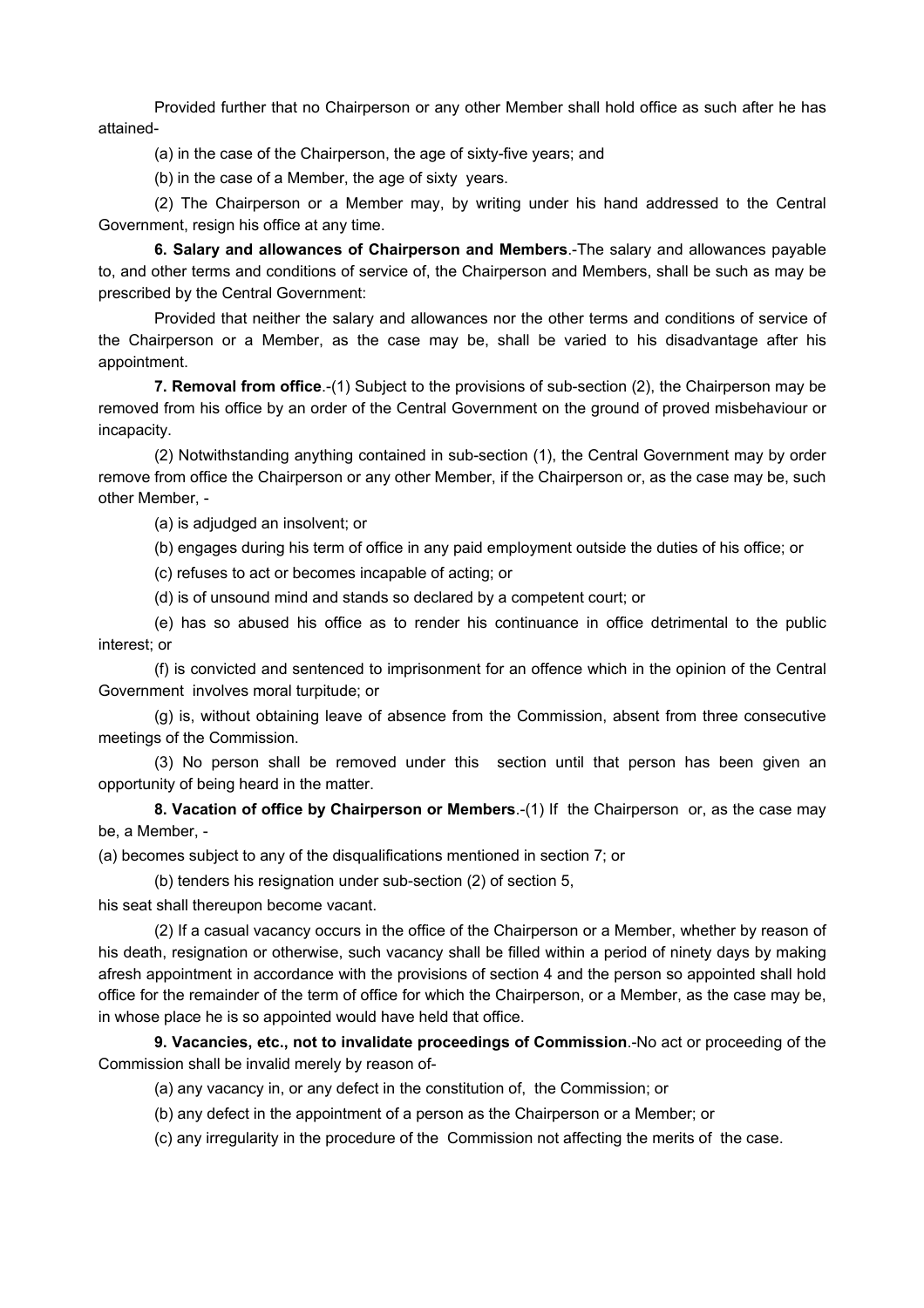Provided further that no Chairperson or any other Member shall hold office as such after he has attained-

(a) in the case of the Chairperson, the age of sixty-five years; and

(b) in the case of a Member, the age of sixty years.

(2) The Chairperson or a Member may, by writing under his hand addressed to the Central Government, resign his office at any time.

**6. Salary and allowances of Chairperson and Members**.-The salary and allowances payable to, and other terms and conditions of service of, the Chairperson and Members, shall be such as may be prescribed by the Central Government:

Provided that neither the salary and allowances nor the other terms and conditions of service of the Chairperson or a Member, as the case may be, shall be varied to his disadvantage after his appointment.

**7. Removal from office**.-(1) Subject to the provisions of sub-section (2), the Chairperson may be removed from his office by an order of the Central Government on the ground of proved misbehaviour or incapacity.

(2) Notwithstanding anything contained in sub-section (1), the Central Government may by order remove from office the Chairperson or any other Member, if the Chairperson or, as the case may be, such other Member, -

(a) is adjudged an insolvent; or

(b) engages during his term of office in any paid employment outside the duties of his office; or

(c) refuses to act or becomes incapable of acting; or

(d) is of unsound mind and stands so declared by a competent court; or

(e) has so abused his office as to render his continuance in office detrimental to the public interest; or

(f) is convicted and sentenced to imprisonment for an offence which in the opinion of the Central Government involves moral turpitude; or

(g) is, without obtaining leave of absence from the Commission, absent from three consecutive meetings of the Commission.

(3) No person shall be removed under this section until that person has been given an opportunity of being heard in the matter.

**8. Vacation of office by Chairperson or Members**.-(1) If the Chairperson or, as the case may be, a Member, -

(a) becomes subject to any of the disqualifications mentioned in section 7; or

(b) tenders his resignation under sub-section (2) of section 5,

his seat shall thereupon become vacant.

(2) If a casual vacancy occurs in the office of the Chairperson or a Member, whether by reason of his death, resignation or otherwise, such vacancy shall be filled within a period of ninety days by making afresh appointment in accordance with the provisions of section 4 and the person so appointed shall hold office for the remainder of the term of office for which the Chairperson, or a Member, as the case may be, in whose place he is so appointed would have held that office.

**9. Vacancies, etc., not to invalidate proceedings of Commission**.-No act or proceeding of the Commission shall be invalid merely by reason of-

(a) any vacancy in, or any defect in the constitution of, the Commission; or

(b) any defect in the appointment of a person as the Chairperson or a Member; or

(c) any irregularity in the procedure of the Commission not affecting the merits of the case.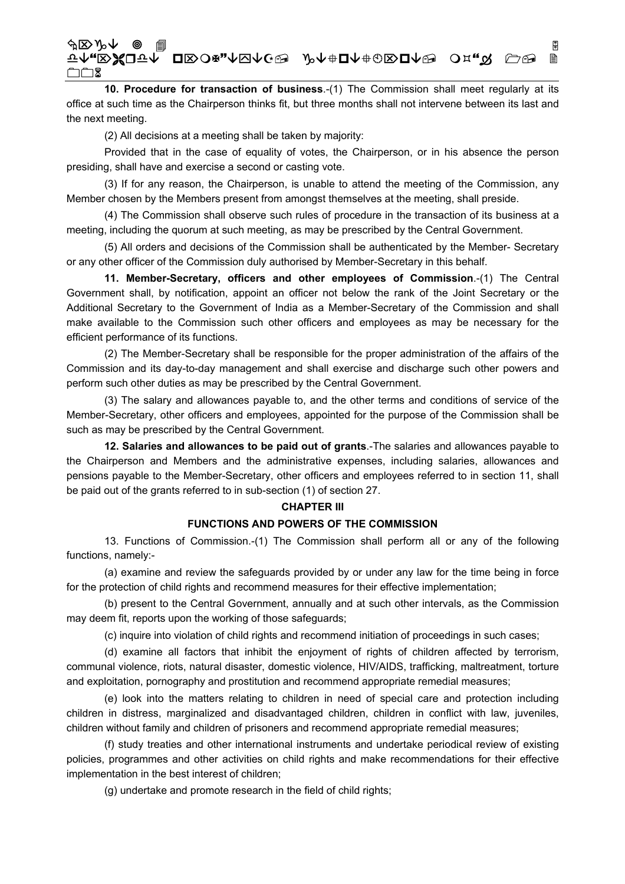**10. Procedure for transaction of business**.-(1) The Commission shall meet regularly at its office at such time as the Chairperson thinks fit, but three months shall not intervene between its last and the next meeting.

(2) All decisions at a meeting shall be taken by majority:

Provided that in the case of equality of votes, the Chairperson, or in his absence the person presiding, shall have and exercise a second or casting vote.

(3) If for any reason, the Chairperson, is unable to attend the meeting of the Commission, any Member chosen by the Members present from amongst themselves at the meeting, shall preside.

(4) The Commission shall observe such rules of procedure in the transaction of its business at a meeting, including the quorum at such meeting, as may be prescribed by the Central Government.

(5) All orders and decisions of the Commission shall be authenticated by the Member- Secretary or any other officer of the Commission duly authorised by Member-Secretary in this behalf.

**11. Member-Secretary, officers and other employees of Commission**.-(1) The Central Government shall, by notification, appoint an officer not below the rank of the Joint Secretary or the Additional Secretary to the Government of India as a Member-Secretary of the Commission and shall make available to the Commission such other officers and employees as may be necessary for the efficient performance of its functions.

(2) The Member-Secretary shall be responsible for the proper administration of the affairs of the Commission and its day-to-day management and shall exercise and discharge such other powers and perform such other duties as may be prescribed by the Central Government.

(3) The salary and allowances payable to, and the other terms and conditions of service of the Member-Secretary, other officers and employees, appointed for the purpose of the Commission shall be such as may be prescribed by the Central Government.

**12. Salaries and allowances to be paid out of grants**.-The salaries and allowances payable to the Chairperson and Members and the administrative expenses, including salaries, allowances and pensions payable to the Member-Secretary, other officers and employees referred to in section 11, shall be paid out of the grants referred to in sub-section (1) of section 27.

## CHAPTER III

## FUNCTIONS AND POWERS OF THE COMMISSION

13. Functions of Commission.-(1) The Commission shall perform all or any of the following functions, namely:-

(a) examine and review the safeguards provided by or under any law for the time being in force for the protection of child rights and recommend measures for their effective implementation;

(b) present to the Central Government, annually and at such other intervals, as the Commission may deem fit, reports upon the working of those safeguards;

(c) inquire into violation of child rights and recommend initiation of proceedings in such cases;

(d) examine all factors that inhibit the enjoyment of rights of children affected by terrorism, communal violence, riots, natural disaster, domestic violence, HIV/AIDS, trafficking, maltreatment, torture and exploitation, pornography and prostitution and recommend appropriate remedial measures;

(e) look into the matters relating to children in need of special care and protection including children in distress, marginalized and disadvantaged children, children in conflict with law, juveniles, children without family and children of prisoners and recommend appropriate remedial measures;

(f) study treaties and other international instruments and undertake periodical review of existing policies, programmes and other activities on child rights and make recommendations for their effective implementation in the best interest of children;

(g) undertake and promote research in the field of child rights;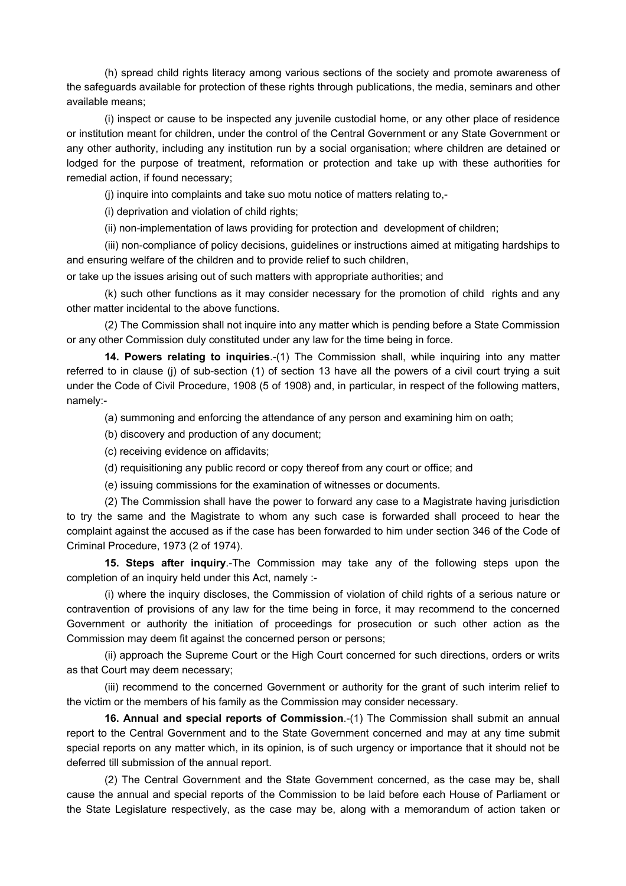(h) spread child rights literacy among various sections of the society and promote awareness of the safeguards available for protection of these rights through publications, the media, seminars and other available means;

(i) inspect or cause to be inspected any juvenile custodial home, or any other place of residence or institution meant for children, under the control of the Central Government or any State Government or any other authority, including any institution run by a social organisation; where children are detained or lodged for the purpose of treatment, reformation or protection and take up with these authorities for remedial action, if found necessary;

(j) inquire into complaints and take suo motu notice of matters relating to,-

(i) deprivation and violation of child rights;

(ii) non-implementation of laws providing for protection and development of children;

(iii) non-compliance of policy decisions, guidelines or instructions aimed at mitigating hardships to and ensuring welfare of the children and to provide relief to such children,

or take up the issues arising out of such matters with appropriate authorities; and

(k) such other functions as it may consider necessary for the promotion of child rights and any other matter incidental to the above functions.

(2) The Commission shall not inquire into any matter which is pending before a State Commission or any other Commission duly constituted under any law for the time being in force.

**14. Powers relating to inquiries**.-(1) The Commission shall, while inquiring into any matter referred to in clause (j) of sub-section (1) of section 13 have all the powers of a civil court trying a suit under the Code of Civil Procedure, 1908 (5 of 1908) and, in particular, in respect of the following matters, namely:-

(a) summoning and enforcing the attendance of any person and examining him on oath;

(b) discovery and production of any document;

(c) receiving evidence on affidavits;

(d) requisitioning any public record or copy thereof from any court or office; and

(e) issuing commissions for the examination of witnesses or documents.

(2) The Commission shall have the power to forward any case to a Magistrate having jurisdiction to try the same and the Magistrate to whom any such case is forwarded shall proceed to hear the complaint against the accused as if the case has been forwarded to him under section 346 of the Code of Criminal Procedure, 1973 (2 of 1974).

**15. Steps after inquiry**.-The Commission may take any of the following steps upon the completion of an inquiry held under this Act, namely :-

(i) where the inquiry discloses, the Commission of violation of child rights of a serious nature or contravention of provisions of any law for the time being in force, it may recommend to the concerned Government or authority the initiation of proceedings for prosecution or such other action as the Commission may deem fit against the concerned person or persons;

(ii) approach the Supreme Court or the High Court concerned for such directions, orders or writs as that Court may deem necessary;

(iii) recommend to the concerned Government or authority for the grant of such interim relief to the victim or the members of his family as the Commission may consider necessary.

**16. Annual and special reports of Commission**.-(1) The Commission shall submit an annual report to the Central Government and to the State Government concerned and may at any time submit special reports on any matter which, in its opinion, is of such urgency or importance that it should not be deferred till submission of the annual report.

(2) The Central Government and the State Government concerned, as the case may be, shall cause the annual and special reports of the Commission to be laid before each House of Parliament or the State Legislature respectively, as the case may be, along with a memorandum of action taken or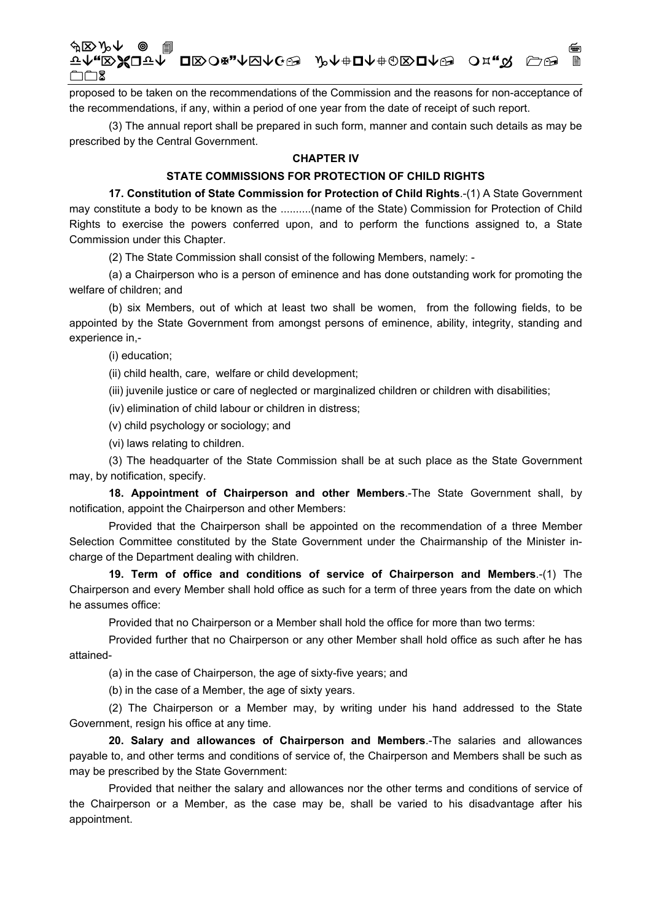proposed to be taken on the recommendations of the Commission and the reasons for non-acceptance of the recommendations, if any, within a period of one year from the date of receipt of such report.

(3) The annual report shall be prepared in such form, manner and contain such details as may be prescribed by the Central Government.

## CHAPTER IV

## STATE COMMISSIONS FOR PROTECTION OF CHILD RIGHTS

**17. Constitution of State Commission for Protection of Child Rights**.-(1) A State Government may constitute a body to be known as the ..........(name of the State) Commission for Protection of Child Rights to exercise the powers conferred upon, and to perform the functions assigned to, a State Commission under this Chapter.

(2) The State Commission shall consist of the following Members, namely: -

(a) a Chairperson who is a person of eminence and has done outstanding work for promoting the welfare of children; and

(b) six Members, out of which at least two shall be women, from the following fields, to be appointed by the State Government from amongst persons of eminence, ability, integrity, standing and experience in,-

(i) education;

(ii) child health, care, welfare or child development;

(iii) juvenile justice or care of neglected or marginalized children or children with disabilities;

(iv) elimination of child labour or children in distress;

(v) child psychology or sociology; and

(vi) laws relating to children.

(3) The headquarter of the State Commission shall be at such place as the State Government may, by notification, specify.

**18. Appointment of Chairperson and other Members**.-The State Government shall, by notification, appoint the Chairperson and other Members:

Provided that the Chairperson shall be appointed on the recommendation of a three Member Selection Committee constituted by the State Government under the Chairmanship of the Minister in-charge of the Department dealing with children.

**19. Term of office and conditions of service of Chairperson and Members**.-(1) The Chairperson and every Member shall hold office as such for a term of three years from the date on which he assumes office:

Provided that no Chairperson or a Member shall hold the office for more than two terms:

Provided further that no Chairperson or any other Member shall hold office as such after he has attained-

(a) in the case of Chairperson, the age of sixty-five years; and

(b) in the case of a Member, the age of sixty years.

(2) The Chairperson or a Member may, by writing under his hand addressed to the State Government, resign his office at any time.

**20. Salary and allowances of Chairperson and Members**.-The salaries and allowances payable to, and other terms and conditions of service of, the Chairperson and Members shall be such as may be prescribed by the State Government:

Provided that neither the salary and allowances nor the other terms and conditions of service of the Chairperson or a Member, as the case may be, shall be varied to his disadvantage after his appointment.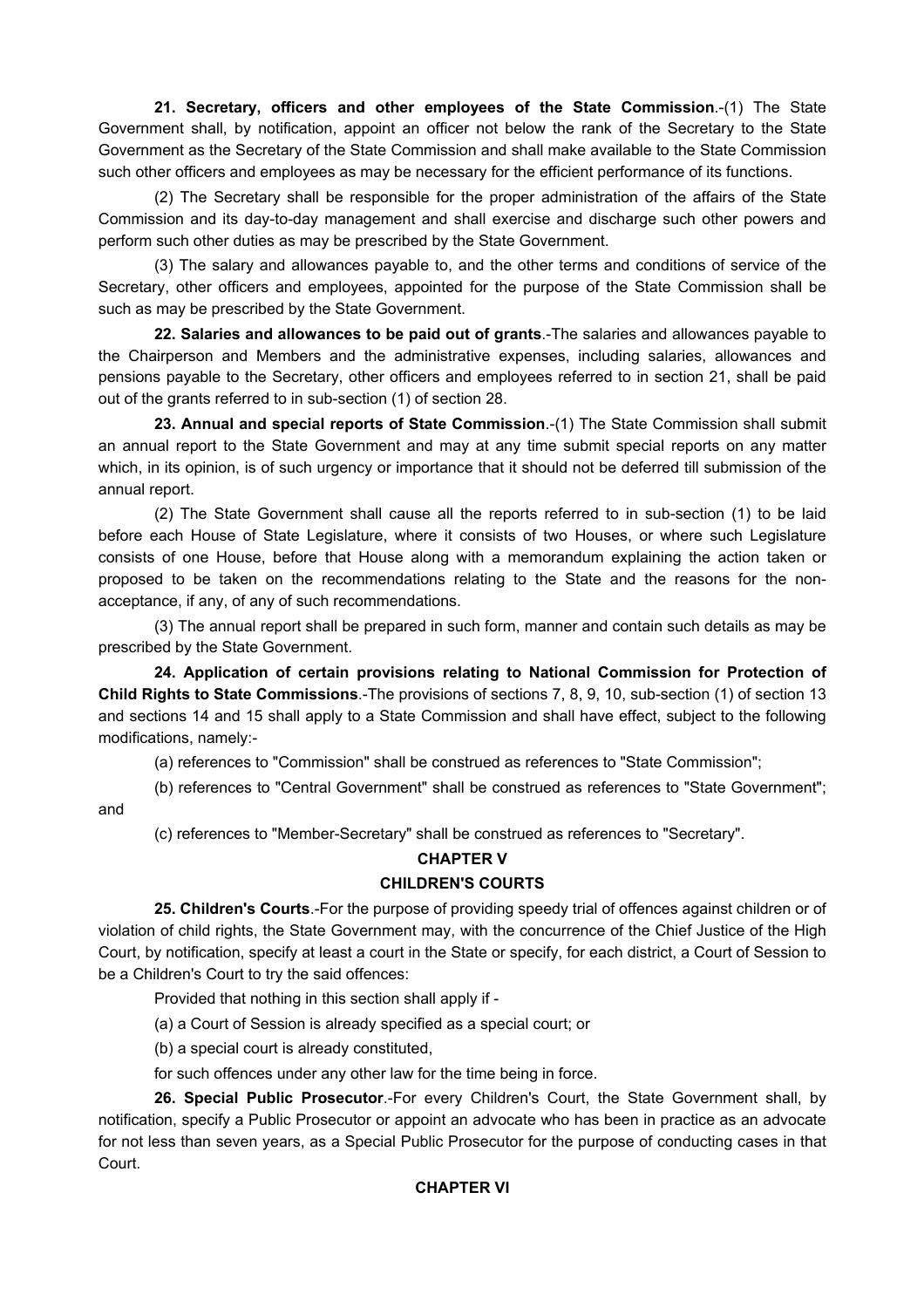**21. Secretary, officers and other employees of the State Commission**.-(1) The State Government shall, by notification, appoint an officer not below the rank of the Secretary to the State Government as the Secretary of the State Commission and shall make available to the State Commission such other officers and employees as may be necessary for the efficient performance of its functions.

(2) The Secretary shall be responsible for the proper administration of the affairs of the State Commission and its day-to-day management and shall exercise and discharge such other powers and perform such other duties as may be prescribed by the State Government.

(3) The salary and allowances payable to, and the other terms and conditions of service of the Secretary, other officers and employees, appointed for the purpose of the State Commission shall be such as may be prescribed by the State Government.

**22. Salaries and allowances to be paid out of grants**.-The salaries and allowances payable to the Chairperson and Members and the administrative expenses, including salaries, allowances and pensions payable to the Secretary, other officers and employees referred to in section 21, shall be paid out of the grants referred to in sub-section (1) of section 28.

**23. Annual and special reports of State Commission**.-(1) The State Commission shall submit an annual report to the State Government and may at any time submit special reports on any matter which, in its opinion, is of such urgency or importance that it should not be deferred till submission of the annual report.

(2) The State Government shall cause all the reports referred to in sub-section (1) to be laid before each House of State Legislature, where it consists of two Houses, or where such Legislature consists of one House, before that House along with a memorandum explaining the action taken or proposed to be taken on the recommendations relating to the State and the reasons for the non-acceptance, if any, of any of such recommendations.

(3) The annual report shall be prepared in such form, manner and contain such details as may be prescribed by the State Government.

**24. Application of certain provisions relating to National Commission for Protection of Child Rights to State Commissions**.-The provisions of sections 7, 8, 9, 10, sub-section (1) of section 13 and sections 14 and 15 shall apply to a State Commission and shall have effect, subject to the following modifications, namely:-

(a) references to "Commission" shall be construed as references to "State Commission";

(b) references to "Central Government" shall be construed as references to "State Government"; and

(c) references to "Member-Secretary" shall be construed as references to "Secretary".

## CHAPTER V

## CHILDREN'S COURTS

**25. Children's Courts**.-For the purpose of providing speedy trial of offences against children or of violation of child rights, the State Government may, with the concurrence of the Chief Justice of the High Court, by notification, specify at least a court in the State or specify, for each district, a Court of Session to be a Children's Court to try the said offences:

Provided that nothing in this section shall apply if -

(a) a Court of Session is already specified as a special court; or

(b) a special court is already constituted,

for such offences under any other law for the time being in force.

**26. Special Public Prosecutor**.-For every Children's Court, the State Government shall, by notification, specify a Public Prosecutor or appoint an advocate who has been in practice as an advocate for not less than seven years, as a Special Public Prosecutor for the purpose of conducting cases in that Court.

## CHAPTER VI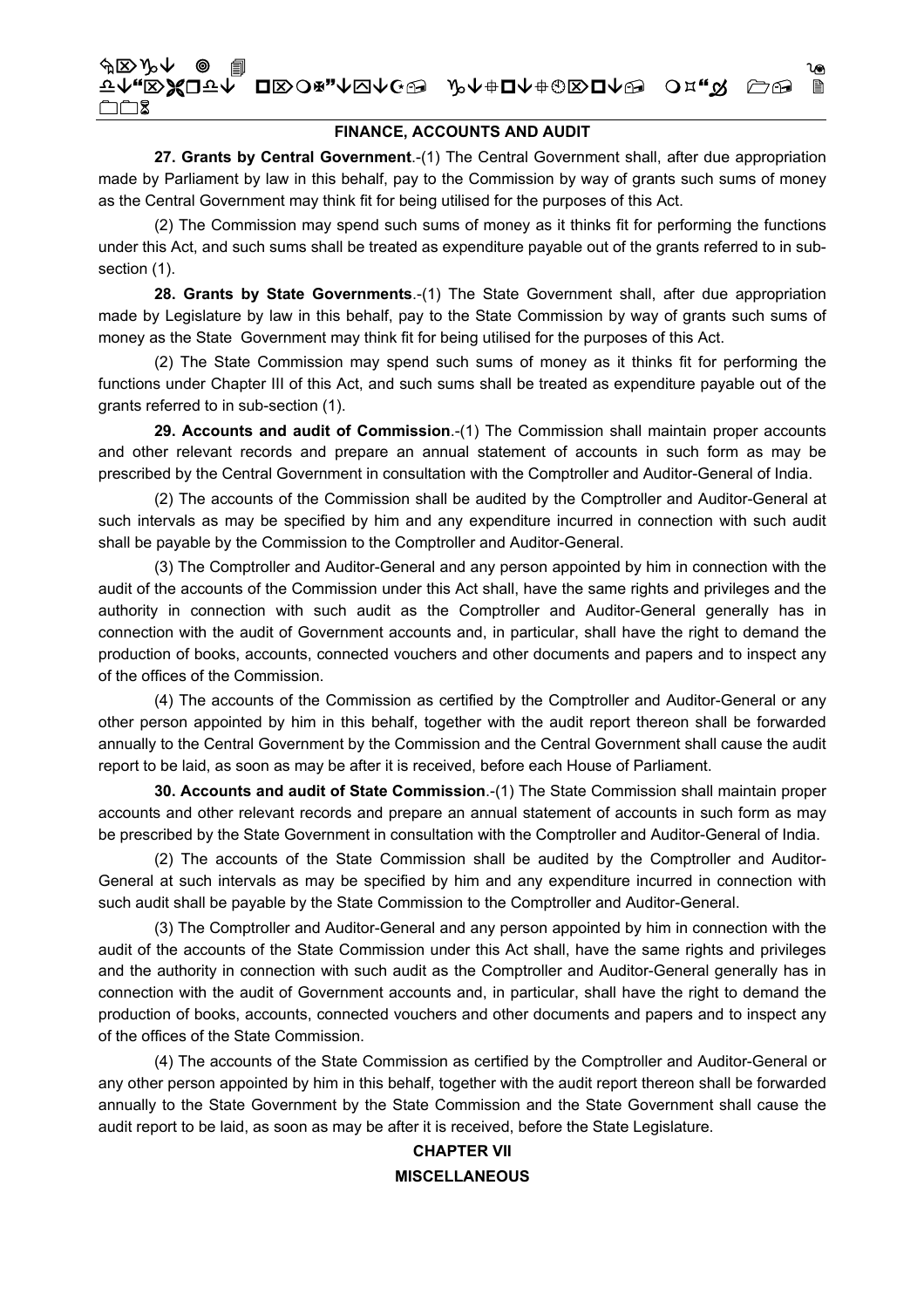## FINANCE, ACCOUNTS AND AUDIT

**27. Grants by Central Government**.-(1) The Central Government shall, after due appropriation made by Parliament by law in this behalf, pay to the Commission by way of grants such sums of money as the Central Government may think fit for being utilised for the purposes of this Act.

(2) The Commission may spend such sums of money as it thinks fit for performing the functions under this Act, and such sums shall be treated as expenditure payable out of the grants referred to in sub-section (1).

**28. Grants by State Governments**.-(1) The State Government shall, after due appropriation made by Legislature by law in this behalf, pay to the State Commission by way of grants such sums of money as the State Government may think fit for being utilised for the purposes of this Act.

(2) The State Commission may spend such sums of money as it thinks fit for performing the functions under Chapter III of this Act, and such sums shall be treated as expenditure payable out of the grants referred to in sub-section (1).

**29. Accounts and audit of Commission**.-(1) The Commission shall maintain proper accounts and other relevant records and prepare an annual statement of accounts in such form as may be prescribed by the Central Government in consultation with the Comptroller and Auditor-General of India.

(2) The accounts of the Commission shall be audited by the Comptroller and Auditor-General at such intervals as may be specified by him and any expenditure incurred in connection with such audit shall be payable by the Commission to the Comptroller and Auditor-General.

(3) The Comptroller and Auditor-General and any person appointed by him in connection with the audit of the accounts of the Commission under this Act shall, have the same rights and privileges and the authority in connection with such audit as the Comptroller and Auditor-General generally has in connection with the audit of Government accounts and, in particular, shall have the right to demand the production of books, accounts, connected vouchers and other documents and papers and to inspect any of the offices of the Commission.

(4) The accounts of the Commission as certified by the Comptroller and Auditor-General or any other person appointed by him in this behalf, together with the audit report thereon shall be forwarded annually to the Central Government by the Commission and the Central Government shall cause the audit report to be laid, as soon as may be after it is received, before each House of Parliament.

**30. Accounts and audit of State Commission**.-(1) The State Commission shall maintain proper accounts and other relevant records and prepare an annual statement of accounts in such form as may be prescribed by the State Government in consultation with the Comptroller and Auditor-General of India.

(2) The accounts of the State Commission shall be audited by the Comptroller and Auditor-General at such intervals as may be specified by him and any expenditure incurred in connection with such audit shall be payable by the State Commission to the Comptroller and Auditor-General.

(3) The Comptroller and Auditor-General and any person appointed by him in connection with the audit of the accounts of the State Commission under this Act shall, have the same rights and privileges and the authority in connection with such audit as the Comptroller and Auditor-General generally has in connection with the audit of Government accounts and, in particular, shall have the right to demand the production of books, accounts, connected vouchers and other documents and papers and to inspect any of the offices of the State Commission.

(4) The accounts of the State Commission as certified by the Comptroller and Auditor-General or any other person appointed by him in this behalf, together with the audit report thereon shall be forwarded annually to the State Government by the State Commission and the State Government shall cause the audit report to be laid, as soon as may be after it is received, before the State Legislature.

## CHAPTER VII

## MISCELLANEOUS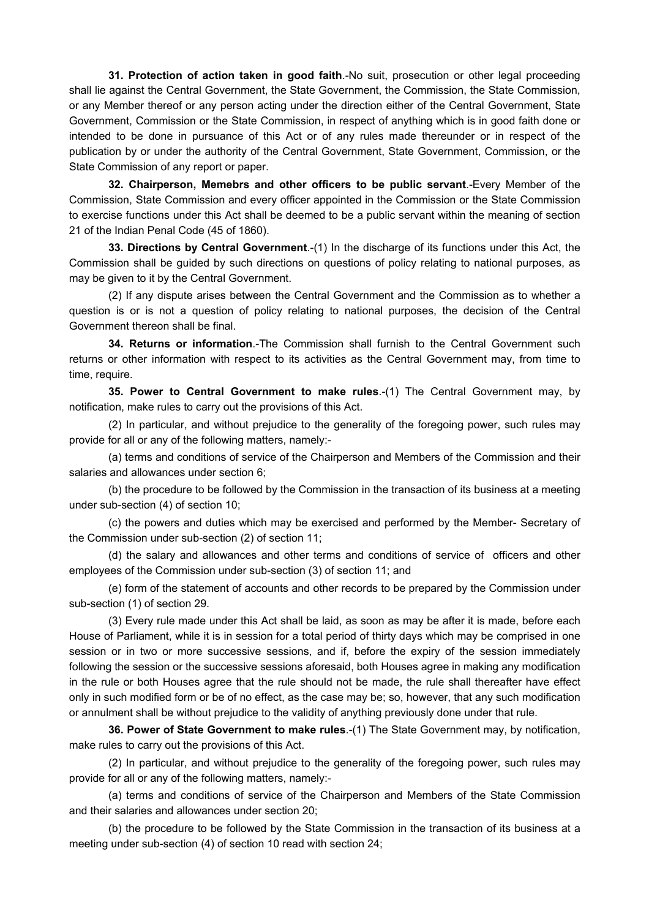**31. Protection of action taken in good faith**.-No suit, prosecution or other legal proceeding shall lie against the Central Government, the State Government, the Commission, the State Commission, or any Member thereof or any person acting under the direction either of the Central Government, State Government, Commission or the State Commission, in respect of anything which is in good faith done or intended to be done in pursuance of this Act or of any rules made thereunder or in respect of the publication by or under the authority of the Central Government, State Government, Commission, or the State Commission of any report or paper.

**32. Chairperson, Memebrs and other officers to be public servant**.-Every Member of the Commission, State Commission and every officer appointed in the Commission or the State Commission to exercise functions under this Act shall be deemed to be a public servant within the meaning of section 21 of the Indian Penal Code (45 of 1860).

**33. Directions by Central Government**.-(1) In the discharge of its functions under this Act, the Commission shall be guided by such directions on questions of policy relating to national purposes, as may be given to it by the Central Government.

(2) If any dispute arises between the Central Government and the Commission as to whether a question is or is not a question of policy relating to national purposes, the decision of the Central Government thereon shall be final.

**34. Returns or information**.-The Commission shall furnish to the Central Government such returns or other information with respect to its activities as the Central Government may, from time to time, require.

**35. Power to Central Government to make rules**.-(1) The Central Government may, by notification, make rules to carry out the provisions of this Act.

(2) In particular, and without prejudice to the generality of the foregoing power, such rules may provide for all or any of the following matters, namely:-

(a) terms and conditions of service of the Chairperson and Members of the Commission and their salaries and allowances under section 6;

(b) the procedure to be followed by the Commission in the transaction of its business at a meeting under sub-section (4) of section 10;

(c) the powers and duties which may be exercised and performed by the Member- Secretary of the Commission under sub-section (2) of section 11;

(d) the salary and allowances and other terms and conditions of service of officers and other employees of the Commission under sub-section (3) of section 11; and

(e) form of the statement of accounts and other records to be prepared by the Commission under sub-section (1) of section 29.

(3) Every rule made under this Act shall be laid, as soon as may be after it is made, before each House of Parliament, while it is in session for a total period of thirty days which may be comprised in one session or in two or more successive sessions, and if, before the expiry of the session immediately following the session or the successive sessions aforesaid, both Houses agree in making any modification in the rule or both Houses agree that the rule should not be made, the rule shall thereafter have effect only in such modified form or be of no effect, as the case may be; so, however, that any such modification or annulment shall be without prejudice to the validity of anything previously done under that rule.

**36. Power of State Government to make rules**.-(1) The State Government may, by notification, make rules to carry out the provisions of this Act.

(2) In particular, and without prejudice to the generality of the foregoing power, such rules may provide for all or any of the following matters, namely:-

(a) terms and conditions of service of the Chairperson and Members of the State Commission and their salaries and allowances under section 20;

(b) the procedure to be followed by the State Commission in the transaction of its business at a meeting under sub-section (4) of section 10 read with section 24;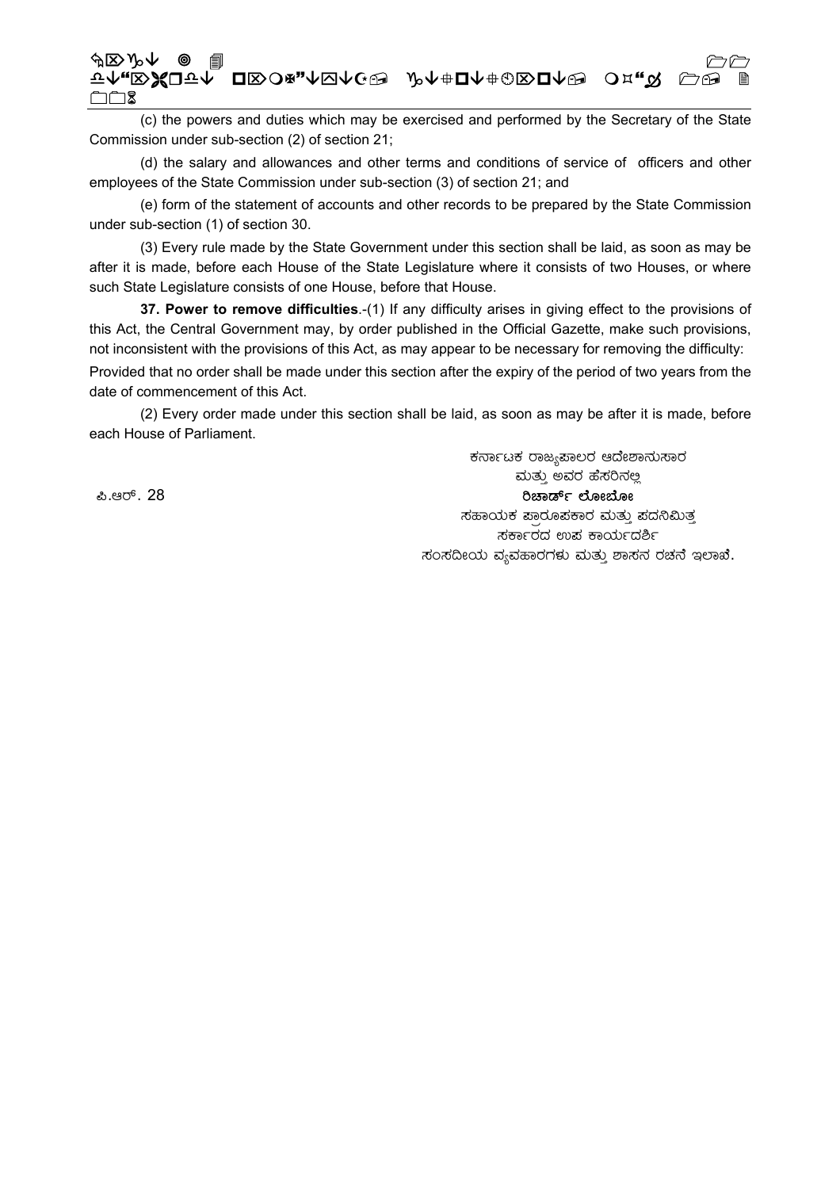(c) the powers and duties which may be exercised and performed by the Secretary of the State Commission under sub-section (2) of section 21;

(d) the salary and allowances and other terms and conditions of service of officers and other employees of the State Commission under sub-section (3) of section 21; and

(e) form of the statement of accounts and other records to be prepared by the State Commission under sub-section (1) of section 30.

(3) Every rule made by the State Government under this section shall be laid, as soon as may be after it is made, before each House of the State Legislature where it consists of two Houses, or where such State Legislature consists of one House, before that House.

**37. Power to remove difficulties**.-(1) If any difficulty arises in giving effect to the provisions of this Act, the Central Government may, by order published in the Official Gazette, make such provisions, not inconsistent with the provisions of this Act, as may appear to be necessary for removing the difficulty:

Provided that no order shall be made under this section after the expiry of the period of two years from the date of commencement of this Act.

(2) Every order made under this section shall be laid, as soon as may be after it is made, before each House of Parliament.

ಕರ್ನಾಟಕ ರಾಜ್ಯಪಾಲರ ಆದೇಶಾನುಸಾರ
ಮತ್ತು ಅವರ ಹೆಸರಿನಲ್ಲಿ

ಪಿ.ಆರ್. 28

**ರಿಚಾರ್ಡ್ ಲೋಬೋ**
ಸಹಾಯಕ ಪ್ರಾರೂಪಕಾರ ಮತ್ತು ಪದನಿಮಿತ್ತ
ಸರ್ಕಾರದ ಉಪ ಕಾರ್ಯದರ್ಶಿ
ಸಂಸದೀಯ ವ್ಯವಹಾರಗಳು ಮತ್ತು ಶಾಸನ ರಚನೆ ಇಲಾಖೆ.